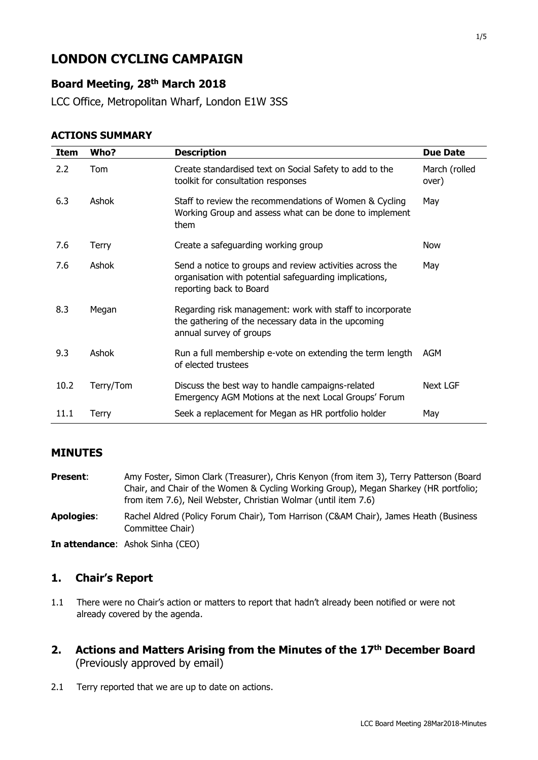# LONDON CYCLING CAMPAIGN

## Board Meeting, 28th March 2018

LCC Office, Metropolitan Wharf, London E1W 3SS

### ACTIONS SUMMARY

| Item | Who? | Description | Due Date |
|---|---|---|---|
| 2.2 | Tom | Create standardised text on Social Safety to add to the toolkit for consultation responses | March (rolled over) |
| 6.3 | Ashok | Staff to review the recommendations of Women & Cycling Working Group and assess what can be done to implement them | May |
| 7.6 | Terry | Create a safeguarding working group | Now |
| 7.6 | Ashok | Send a notice to groups and review activities across the organisation with potential safeguarding implications, reporting back to Board | May |
| 8.3 | Megan | Regarding risk management: work with staff to incorporate the gathering of the necessary data in the upcoming annual survey of groups | |
| 9.3 | Ashok | Run a full membership e-vote on extending the term length of elected trustees | AGM |
| 10.2 | Terry/Tom | Discuss the best way to handle campaigns-related Emergency AGM Motions at the next Local Groups' Forum | Next LGF |
| 11.1 | Terry | Seek a replacement for Megan as HR portfolio holder | May |

### MINUTES

**Present**: Amy Foster, Simon Clark (Treasurer), Chris Kenyon (from item 3), Terry Patterson (Board Chair, and Chair of the Women & Cycling Working Group), Megan Sharkey (HR portfolio; from item 7.6), Neil Webster, Christian Wolmar (until item 7.6)

**Apologies**: Rachel Aldred (Policy Forum Chair), Tom Harrison (C&AM Chair), James Heath (Business Committee Chair)

**In attendance**: Ashok Sinha (CEO)

## 1. Chair's Report

1.1 There were no Chair's action or matters to report that hadn't already been notified or were not already covered by the agenda.

## 2. Actions and Matters Arising from the Minutes of the 17th December Board (Previously approved by email)

2.1 Terry reported that we are up to date on actions.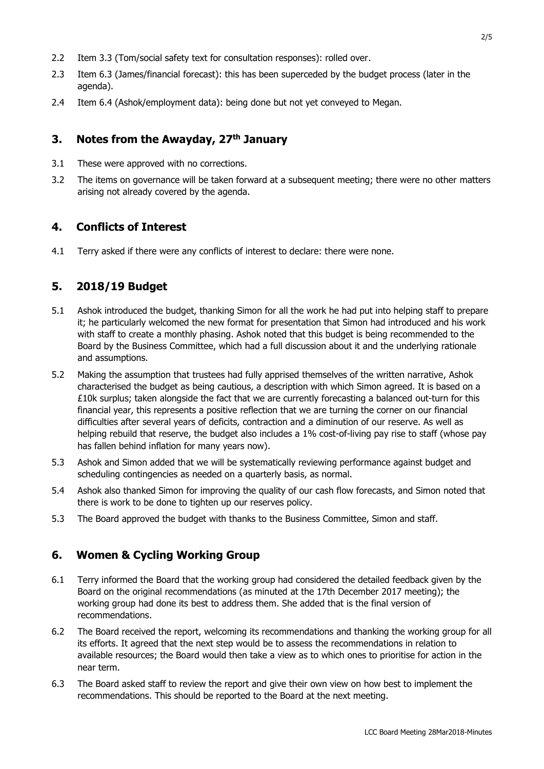2.2 Item 3.3 (Tom/social safety text for consultation responses): rolled over.

2.3 Item 6.3 (James/financial forecast): this has been superceded by the budget process (later in the agenda).

2.4 Item 6.4 (Ashok/employment data): being done but not yet conveyed to Megan.

## 3. Notes from the Awayday, 27th January

3.1 These were approved with no corrections.

3.2 The items on governance will be taken forward at a subsequent meeting; there were no other matters arising not already covered by the agenda.

## 4. Conflicts of Interest

4.1 Terry asked if there were any conflicts of interest to declare: there were none.

## 5. 2018/19 Budget

5.1 Ashok introduced the budget, thanking Simon for all the work he had put into helping staff to prepare it; he particularly welcomed the new format for presentation that Simon had introduced and his work with staff to create a monthly phasing. Ashok noted that this budget is being recommended to the Board by the Business Committee, which had a full discussion about it and the underlying rationale and assumptions.

5.2 Making the assumption that trustees had fully apprised themselves of the written narrative, Ashok characterised the budget as being cautious, a description with which Simon agreed. It is based on a £10k surplus; taken alongside the fact that we are currently forecasting a balanced out-turn for this financial year, this represents a positive reflection that we are turning the corner on our financial difficulties after several years of deficits, contraction and a diminution of our reserve. As well as helping rebuild that reserve, the budget also includes a 1% cost-of-living pay rise to staff (whose pay has fallen behind inflation for many years now).

5.3 Ashok and Simon added that we will be systematically reviewing performance against budget and scheduling contingencies as needed on a quarterly basis, as normal.

5.4 Ashok also thanked Simon for improving the quality of our cash flow forecasts, and Simon noted that there is work to be done to tighten up our reserves policy.

5.3 The Board approved the budget with thanks to the Business Committee, Simon and staff.

## 6. Women & Cycling Working Group

6.1 Terry informed the Board that the working group had considered the detailed feedback given by the Board on the original recommendations (as minuted at the 17th December 2017 meeting); the working group had done its best to address them. She added that is the final version of recommendations.

6.2 The Board received the report, welcoming its recommendations and thanking the working group for all its efforts. It agreed that the next step would be to assess the recommendations in relation to available resources; the Board would then take a view as to which ones to prioritise for action in the near term.

6.3 The Board asked staff to review the report and give their own view on how best to implement the recommendations. This should be reported to the Board at the next meeting.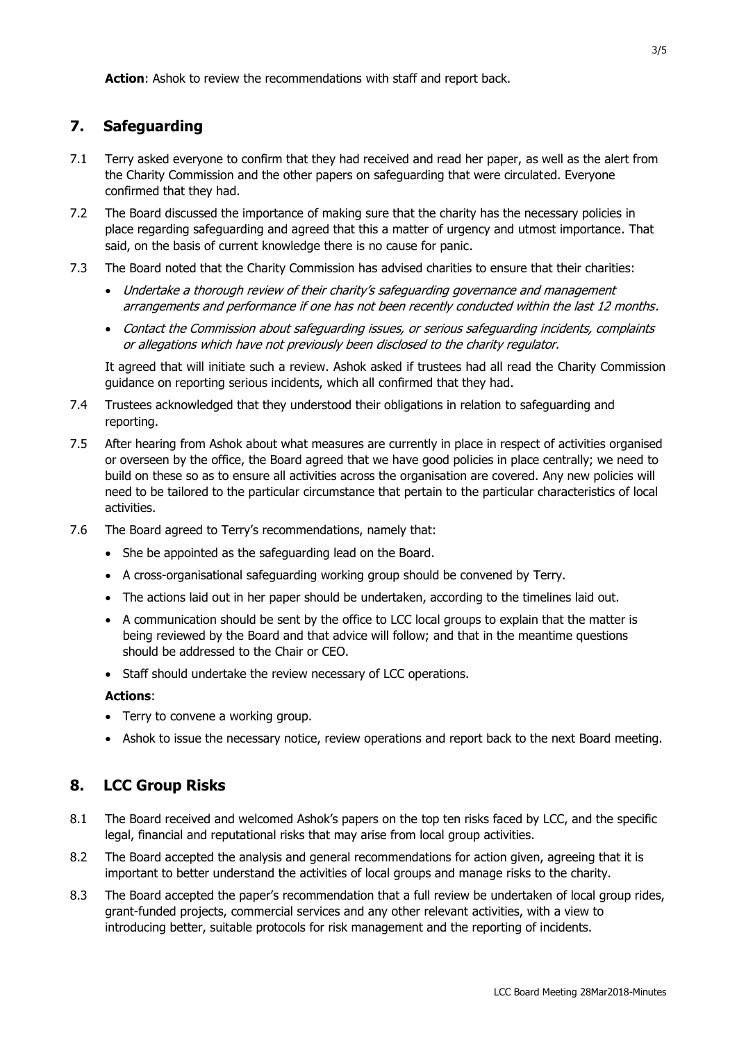**Action**: Ashok to review the recommendations with staff and report back.

## 7. Safeguarding

7.1 Terry asked everyone to confirm that they had received and read her paper, as well as the alert from the Charity Commission and the other papers on safeguarding that were circulated. Everyone confirmed that they had.

7.2 The Board discussed the importance of making sure that the charity has the necessary policies in place regarding safeguarding and agreed that this a matter of urgency and utmost importance. That said, on the basis of current knowledge there is no cause for panic.

7.3 The Board noted that the Charity Commission has advised charities to ensure that their charities:

- *Undertake a thorough review of their charity's safeguarding governance and management arrangements and performance if one has not been recently conducted within the last 12 months.*
- *Contact the Commission about safeguarding issues, or serious safeguarding incidents, complaints or allegations which have not previously been disclosed to the charity regulator.*

It agreed that will initiate such a review. Ashok asked if trustees had all read the Charity Commission guidance on reporting serious incidents, which all confirmed that they had.

7.4 Trustees acknowledged that they understood their obligations in relation to safeguarding and reporting.

7.5 After hearing from Ashok about what measures are currently in place in respect of activities organised or overseen by the office, the Board agreed that we have good policies in place centrally; we need to build on these so as to ensure all activities across the organisation are covered. Any new policies will need to be tailored to the particular circumstance that pertain to the particular characteristics of local activities.

7.6 The Board agreed to Terry's recommendations, namely that:

- She be appointed as the safeguarding lead on the Board.
- A cross-organisational safeguarding working group should be convened by Terry.
- The actions laid out in her paper should be undertaken, according to the timelines laid out.
- A communication should be sent by the office to LCC local groups to explain that the matter is being reviewed by the Board and that advice will follow; and that in the meantime questions should be addressed to the Chair or CEO.
- Staff should undertake the review necessary of LCC operations.

**Actions**:

- Terry to convene a working group.
- Ashok to issue the necessary notice, review operations and report back to the next Board meeting.

## 8. LCC Group Risks

8.1 The Board received and welcomed Ashok's papers on the top ten risks faced by LCC, and the specific legal, financial and reputational risks that may arise from local group activities.

8.2 The Board accepted the analysis and general recommendations for action given, agreeing that it is important to better understand the activities of local groups and manage risks to the charity.

8.3 The Board accepted the paper's recommendation that a full review be undertaken of local group rides, grant-funded projects, commercial services and any other relevant activities, with a view to introducing better, suitable protocols for risk management and the reporting of incidents.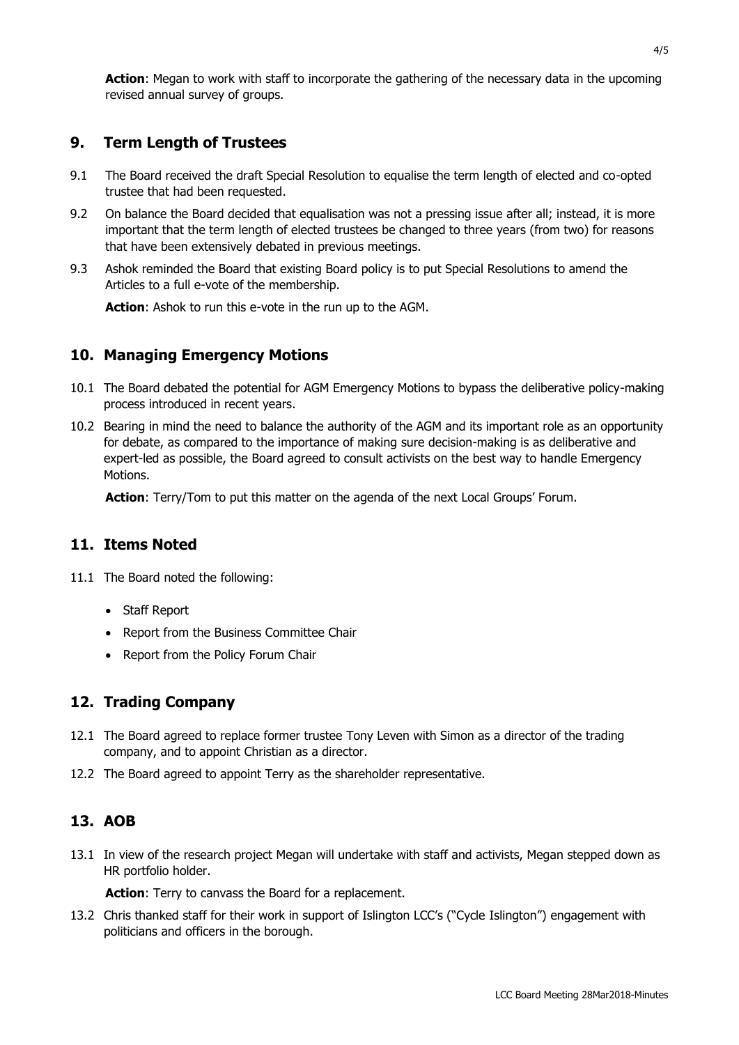**Action**: Megan to work with staff to incorporate the gathering of the necessary data in the upcoming revised annual survey of groups.

## 9. Term Length of Trustees

9.1 The Board received the draft Special Resolution to equalise the term length of elected and co-opted trustee that had been requested.

9.2 On balance the Board decided that equalisation was not a pressing issue after all; instead, it is more important that the term length of elected trustees be changed to three years (from two) for reasons that have been extensively debated in previous meetings.

9.3 Ashok reminded the Board that existing Board policy is to put Special Resolutions to amend the Articles to a full e-vote of the membership.

**Action**: Ashok to run this e-vote in the run up to the AGM.

## 10. Managing Emergency Motions

10.1 The Board debated the potential for AGM Emergency Motions to bypass the deliberative policy-making process introduced in recent years.

10.2 Bearing in mind the need to balance the authority of the AGM and its important role as an opportunity for debate, as compared to the importance of making sure decision-making is as deliberative and expert-led as possible, the Board agreed to consult activists on the best way to handle Emergency Motions.

**Action**: Terry/Tom to put this matter on the agenda of the next Local Groups' Forum.

## 11. Items Noted

11.1 The Board noted the following:

- Staff Report
- Report from the Business Committee Chair
- Report from the Policy Forum Chair

## 12. Trading Company

12.1 The Board agreed to replace former trustee Tony Leven with Simon as a director of the trading company, and to appoint Christian as a director.

12.2 The Board agreed to appoint Terry as the shareholder representative.

## 13. AOB

13.1 In view of the research project Megan will undertake with staff and activists, Megan stepped down as HR portfolio holder.

**Action**: Terry to canvass the Board for a replacement.

13.2 Chris thanked staff for their work in support of Islington LCC's ("Cycle Islington") engagement with politicians and officers in the borough.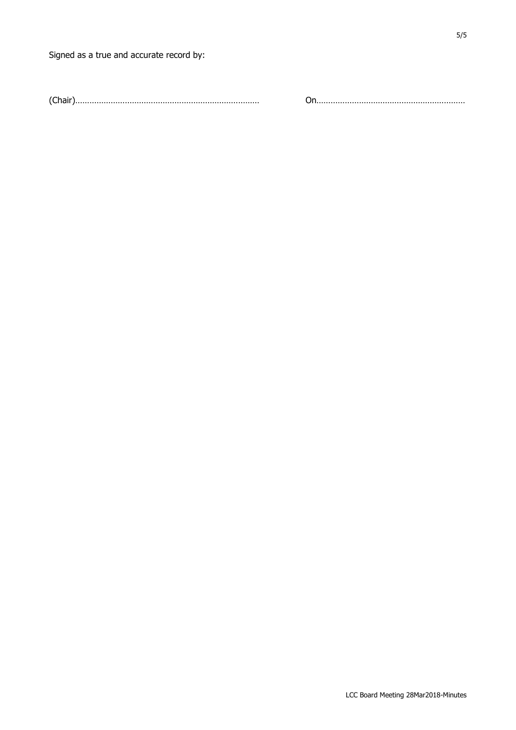Signed as a true and accurate record by:

(Chair)…………………………………………………………………… On………………………………………………………